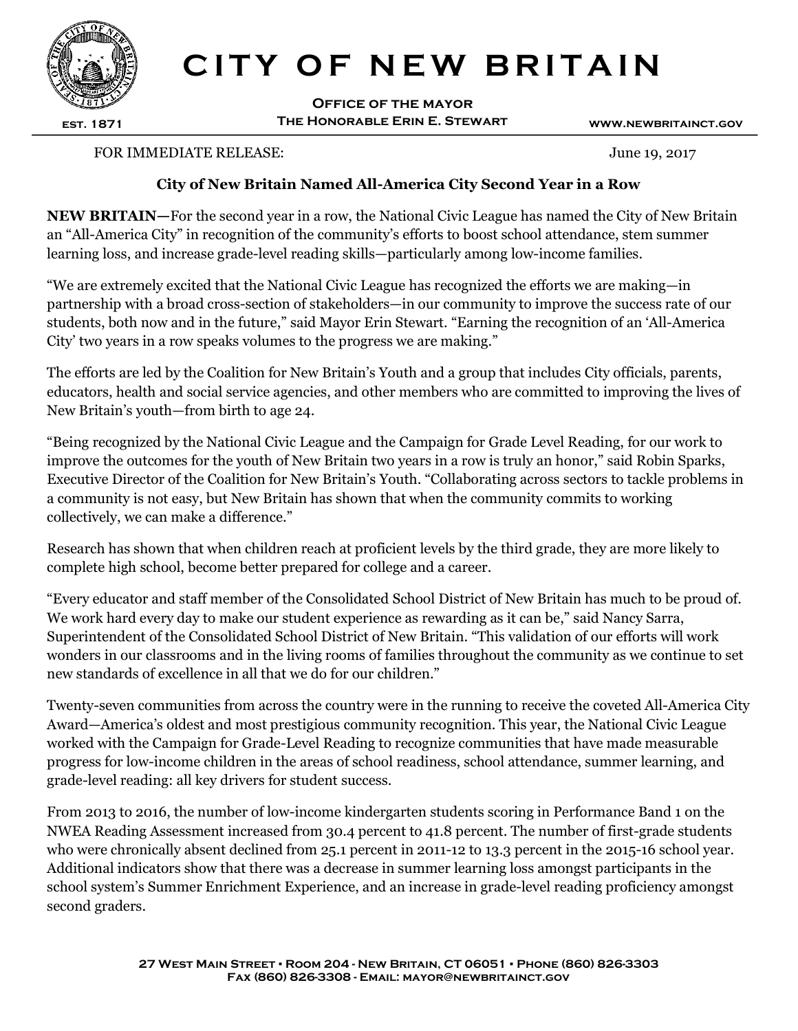# CITY OF NEW BRITAIN

**OFFICE OF THE MAYOR**
**THE HONORABLE ERIN E. STEWART**

EST. 1871 WWW.NEWBRITAINCT.GOV

FOR IMMEDIATE RELEASE: June 19, 2017

## City of New Britain Named All-America City Second Year in a Row

**NEW BRITAIN—**For the second year in a row, the National Civic League has named the City of New Britain an "All-America City" in recognition of the community's efforts to boost school attendance, stem summer learning loss, and increase grade-level reading skills—particularly among low-income families.

"We are extremely excited that the National Civic League has recognized the efforts we are making—in partnership with a broad cross-section of stakeholders—in our community to improve the success rate of our students, both now and in the future," said Mayor Erin Stewart. "Earning the recognition of an 'All-America City' two years in a row speaks volumes to the progress we are making."

The efforts are led by the Coalition for New Britain's Youth and a group that includes City officials, parents, educators, health and social service agencies, and other members who are committed to improving the lives of New Britain's youth—from birth to age 24.

"Being recognized by the National Civic League and the Campaign for Grade Level Reading, for our work to improve the outcomes for the youth of New Britain two years in a row is truly an honor," said Robin Sparks, Executive Director of the Coalition for New Britain's Youth. "Collaborating across sectors to tackle problems in a community is not easy, but New Britain has shown that when the community commits to working collectively, we can make a difference."

Research has shown that when children reach at proficient levels by the third grade, they are more likely to complete high school, become better prepared for college and a career.

"Every educator and staff member of the Consolidated School District of New Britain has much to be proud of. We work hard every day to make our student experience as rewarding as it can be," said Nancy Sarra, Superintendent of the Consolidated School District of New Britain. "This validation of our efforts will work wonders in our classrooms and in the living rooms of families throughout the community as we continue to set new standards of excellence in all that we do for our children."

Twenty-seven communities from across the country were in the running to receive the coveted All-America City Award—America's oldest and most prestigious community recognition. This year, the National Civic League worked with the Campaign for Grade-Level Reading to recognize communities that have made measurable progress for low-income children in the areas of school readiness, school attendance, summer learning, and grade-level reading: all key drivers for student success.

From 2013 to 2016, the number of low-income kindergarten students scoring in Performance Band 1 on the NWEA Reading Assessment increased from 30.4 percent to 41.8 percent. The number of first-grade students who were chronically absent declined from 25.1 percent in 2011-12 to 13.3 percent in the 2015-16 school year. Additional indicators show that there was a decrease in summer learning loss amongst participants in the school system's Summer Enrichment Experience, and an increase in grade-level reading proficiency amongst second graders.

27 West Main Street • Room 204 - New Britain, CT 06051 • Phone (860) 826-3303
Fax (860) 826-3308 - Email: mayor@newbritainct.gov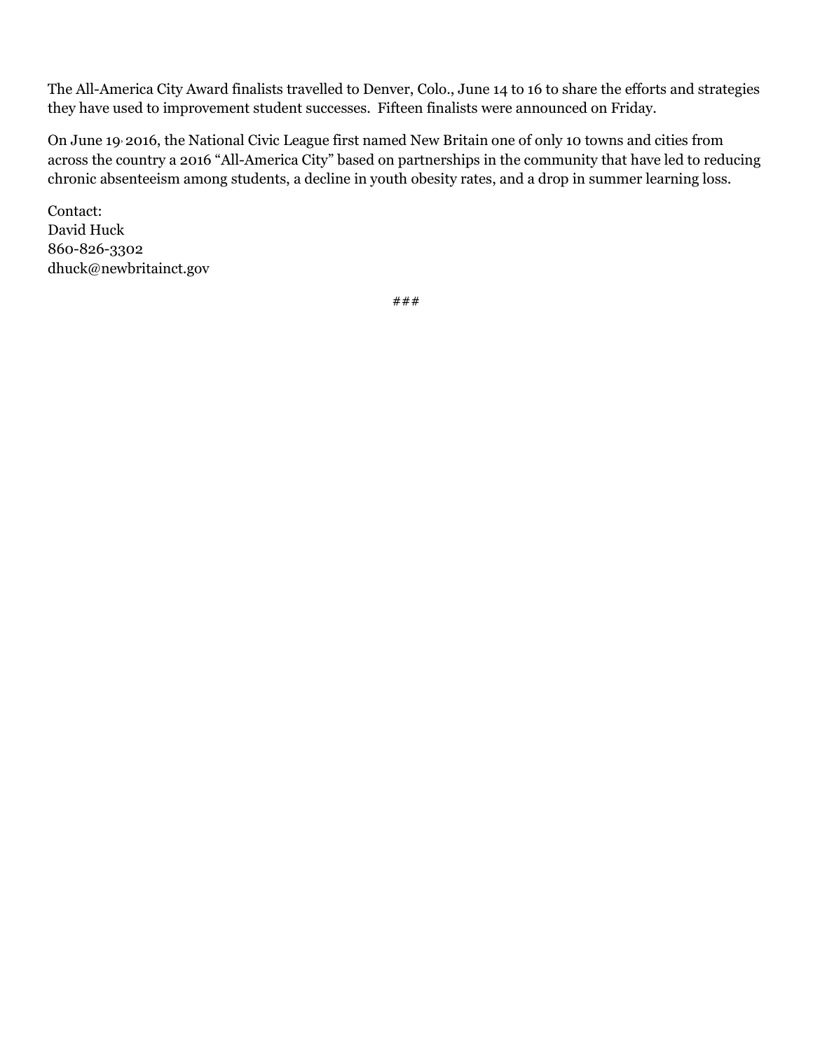The All-America City Award finalists travelled to Denver, Colo., June 14 to 16 to share the efforts and strategies they have used to improvement student successes. Fifteen finalists were announced on Friday.

On June 19, 2016, the National Civic League first named New Britain one of only 10 towns and cities from across the country a 2016 "All-America City" based on partnerships in the community that have led to reducing chronic absenteeism among students, a decline in youth obesity rates, and a drop in summer learning loss.

Contact:  
David Huck  
860-826-3302  
dhuck@newbritainct.gov

###